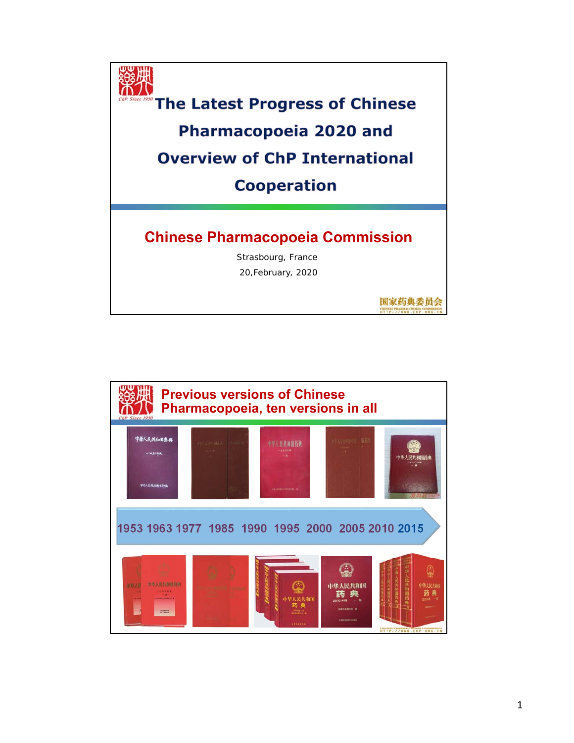# The Latest Progress of Chinese Pharmacopoeia 2020 and Overview of ChP International Cooperation

## Chinese Pharmacopoeia Commission

Strasbourg, France

20,February, 2020

---

## Previous versions of Chinese Pharmacopoeia, ten versions in all

1953 1963 1977 1985 1990 1995 2000 2005 2010 2015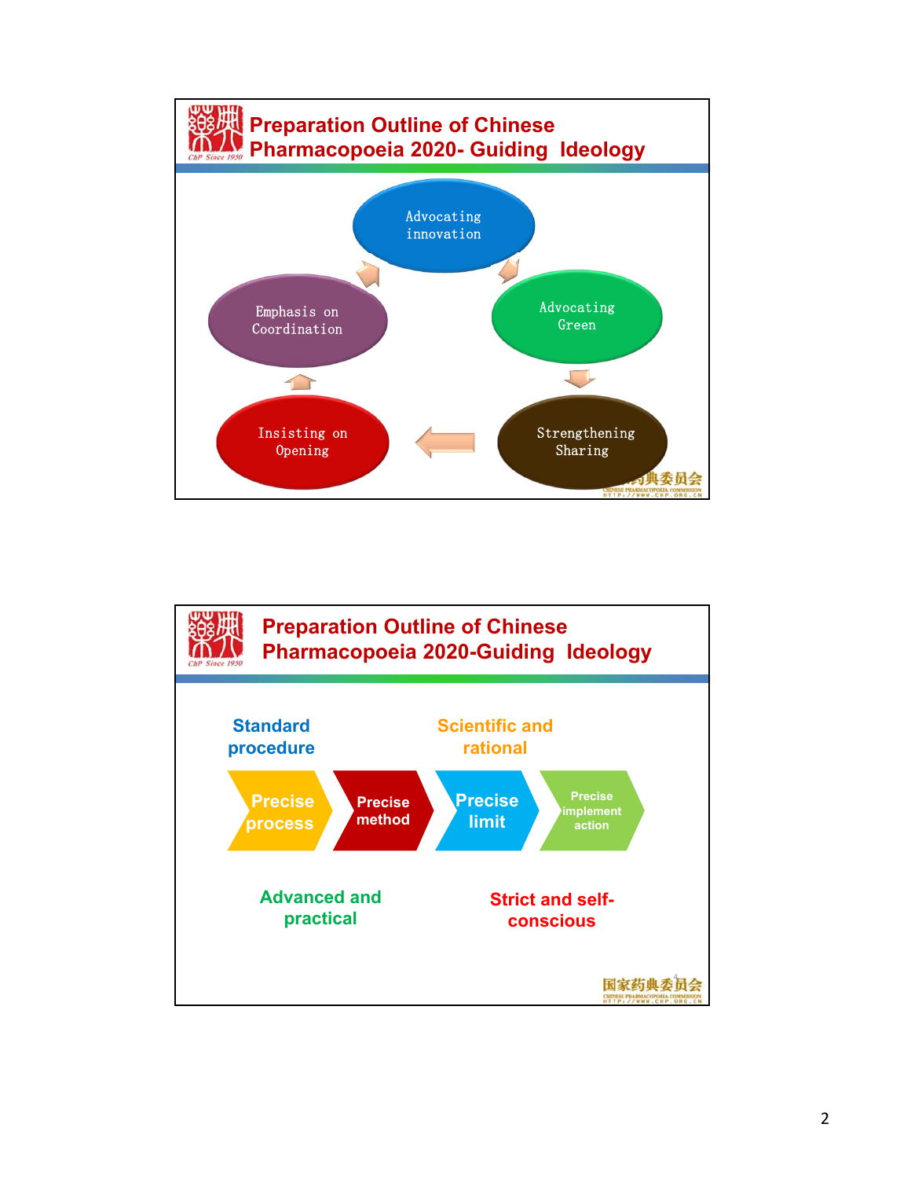## Preparation Outline of Chinese Pharmacopoeia 2020- Guiding Ideology

- Advocating innovation
- Advocating Green
- Strengthening Sharing
- Insisting on Opening
- Emphasis on Coordination

## Preparation Outline of Chinese Pharmacopoeia 2020-Guiding Ideology

Standard procedure

Scientific and rational

Precise process → Precise method → Precise limit → Precise implement action

Advanced and practical

Strict and self-conscious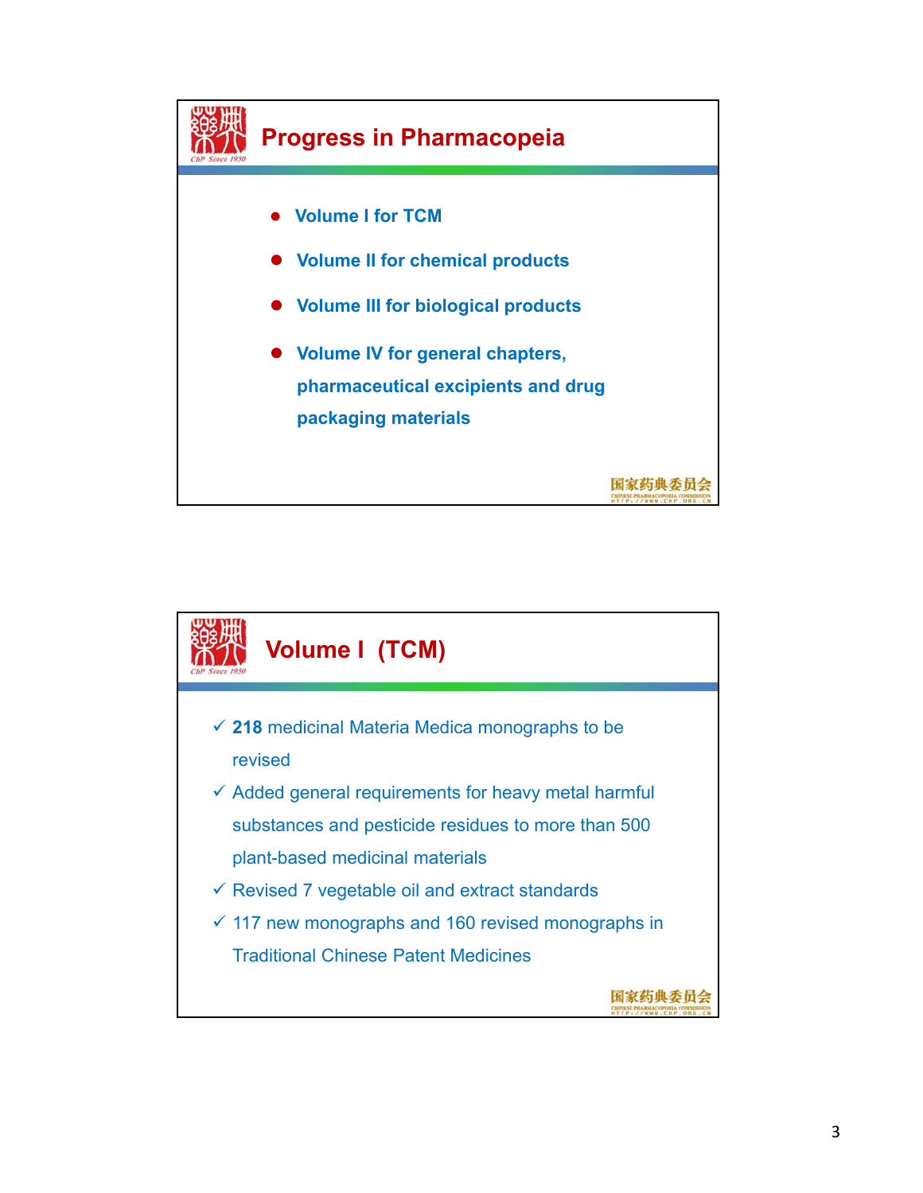## Progress in Pharmacopeia

- **Volume I for TCM**
- **Volume II for chemical products**
- **Volume III for biological products**
- **Volume IV for general chapters, pharmaceutical excipients and drug packaging materials**

国家药典委员会

## Volume I (TCM)

- ✓ **218** medicinal Materia Medica monographs to be revised
- ✓ Added general requirements for heavy metal harmful substances and pesticide residues to more than 500 plant-based medicinal materials
- ✓ Revised 7 vegetable oil and extract standards
- ✓ 117 new monographs and 160 revised monographs in Traditional Chinese Patent Medicines

国家药典委员会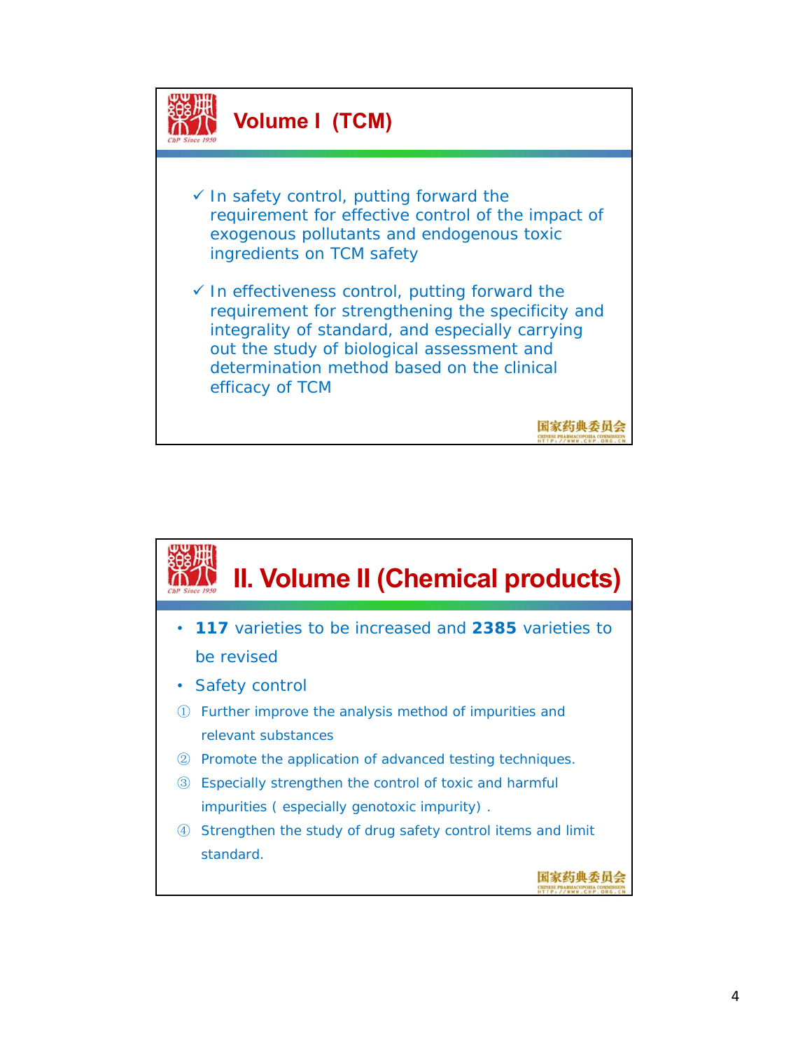## Volume I (TCM)

- ✓ In safety control, putting forward the requirement for effective control of the impact of exogenous pollutants and endogenous toxic ingredients on TCM safety
- ✓ In effectiveness control, putting forward the requirement for strengthening the specificity and integrality of standard, and especially carrying out the study of biological assessment and determination method based on the clinical efficacy of TCM

## II. Volume II (Chemical products)

- **117** varieties to be increased and **2385** varieties to be revised
- Safety control

① Further improve the analysis method of impurities and relevant substances

② Promote the application of advanced testing techniques.

③ Especially strengthen the control of toxic and harmful impurities ( especially genotoxic impurity) .

④ Strengthen the study of drug safety control items and limit standard.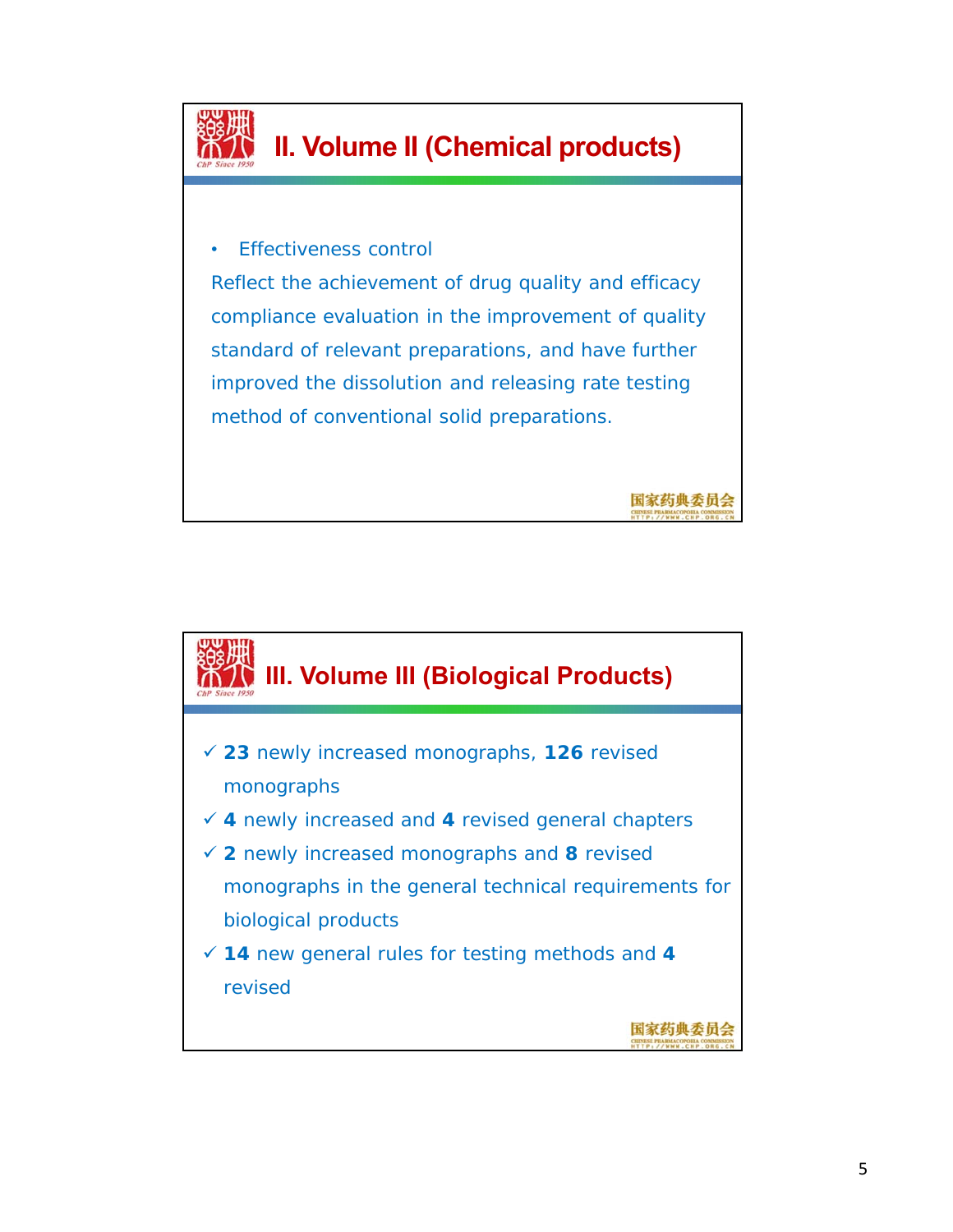## II. Volume II (Chemical products)

- Effectiveness control

Reflect the achievement of drug quality and efficacy compliance evaluation in the improvement of quality standard of relevant preparations, and have further improved the dissolution and releasing rate testing method of conventional solid preparations.

国家药典委员会

## III. Volume III (Biological Products)

- ✓ **23** newly increased monographs, **126** revised monographs
- ✓ **4** newly increased and **4** revised general chapters
- ✓ **2** newly increased monographs and **8** revised monographs in the general technical requirements for biological products
- ✓ **14** new general rules for testing methods and **4** revised

国家药典委员会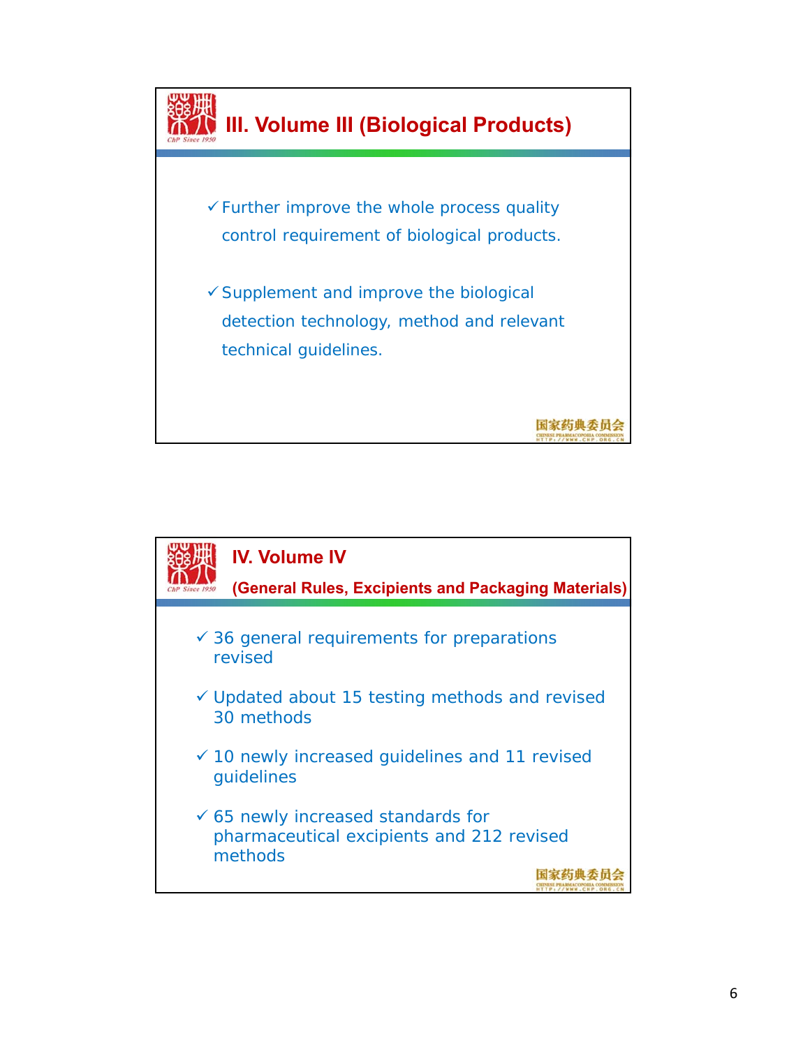## III. Volume III (Biological Products)

- ✓ Further improve the whole process quality control requirement of biological products.
- ✓ Supplement and improve the biological detection technology, method and relevant technical guidelines.

国家药典委员会

## IV. Volume IV

**(General Rules, Excipients and Packaging Materials)**

- ✓ 36 general requirements for preparations revised
- ✓ Updated about 15 testing methods and revised 30 methods
- ✓ 10 newly increased guidelines and 11 revised guidelines
- ✓ 65 newly increased standards for pharmaceutical excipients and 212 revised methods

国家药典委员会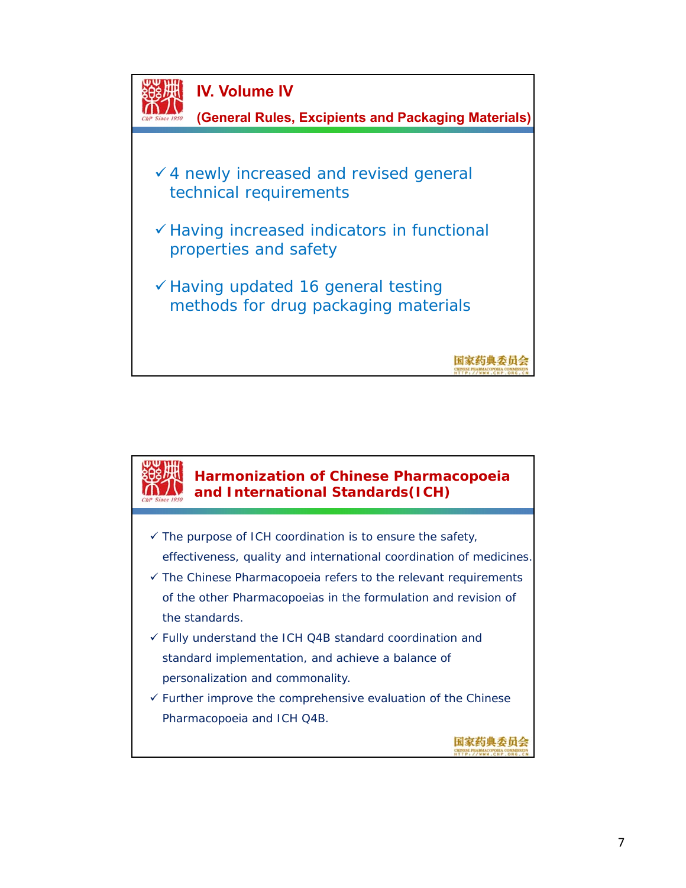## IV. Volume IV

### (General Rules, Excipients and Packaging Materials)

- ✓ 4 newly increased and revised general technical requirements
- ✓ Having increased indicators in functional properties and safety
- ✓ Having updated 16 general testing methods for drug packaging materials

## Harmonization of Chinese Pharmacopoeia and International Standards(ICH)

- ✓ The purpose of ICH coordination is to ensure the safety, effectiveness, quality and international coordination of medicines.
- ✓ The Chinese Pharmacopoeia refers to the relevant requirements of the other Pharmacopoeias in the formulation and revision of the standards.
- ✓ Fully understand the ICH Q4B standard coordination and standard implementation, and achieve a balance of personalization and commonality.
- ✓ Further improve the comprehensive evaluation of the Chinese Pharmacopoeia and ICH Q4B.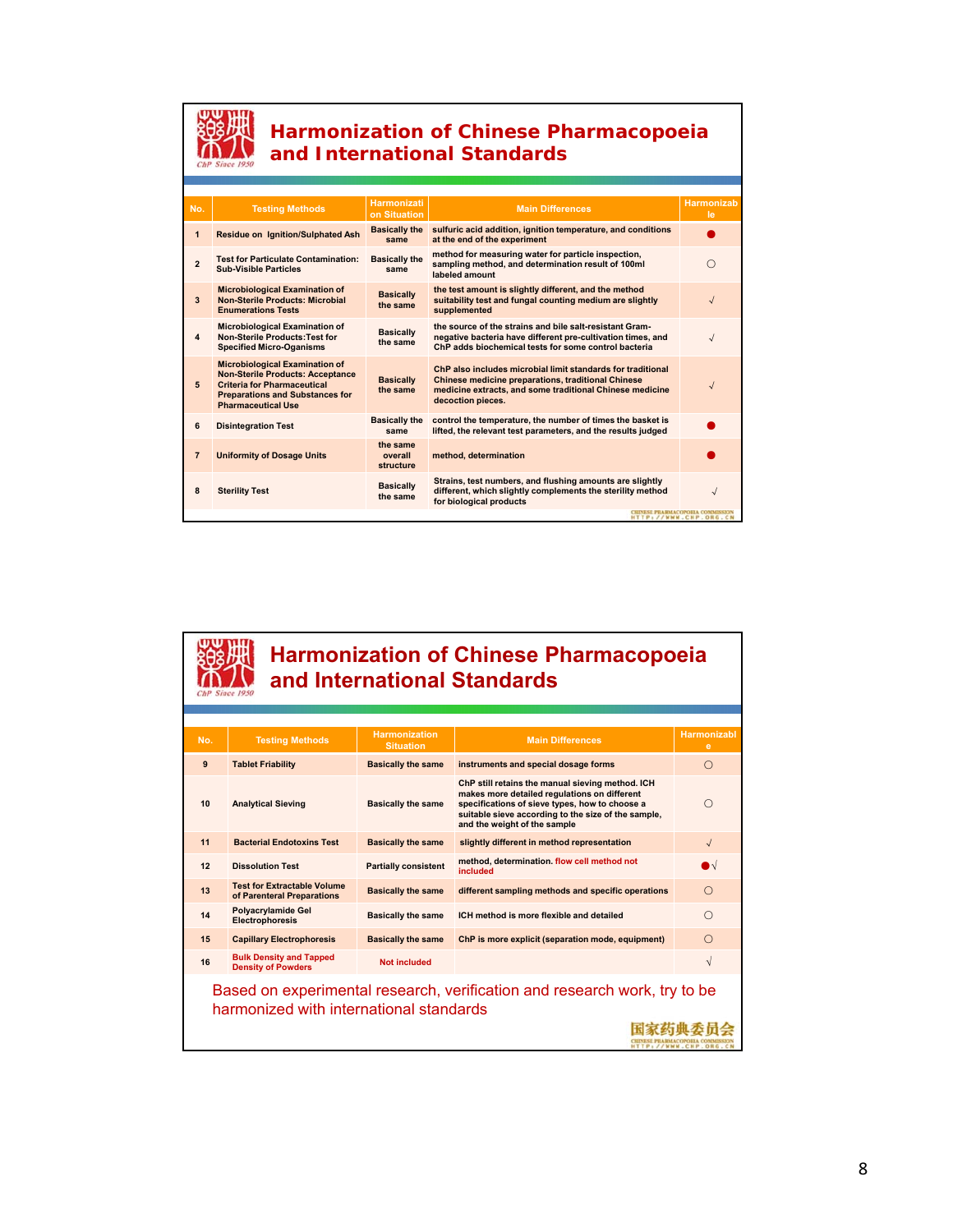## Harmonization of Chinese Pharmacopoeia and International Standards

| No. | Testing Methods | Harmonization Situation | Main Differences | Harmonizable |
|---|---|---|---|---|
| 1 | Residue on Ignition/Sulphated Ash | Basically the same | sulfuric acid addition, ignition temperature, and conditions at the end of the experiment | ● |
| 2 | Test for Particulate Contamination: Sub-Visible Particles | Basically the same | method for measuring water for particle inspection, sampling method, and determination result of 100ml labeled amount | ○ |
| 3 | Microbiological Examination of Non-Sterile Products: Microbial Enumerations Tests | Basically the same | the test amount is slightly different, and the method suitability test and fungal counting medium are slightly supplemented | √ |
| 4 | Microbiological Examination of Non-Sterile Products:Test for Specified Micro-Organisms | Basically the same | the source of the strains and bile salt-resistant Gram-negative bacteria have different pre-cultivation times, and ChP adds biochemical tests for some control bacteria | √ |
| 5 | Microbiological Examination of Non-Sterile Products: Acceptance Criteria for Pharmaceutical Preparations and Substances for Pharmaceutical Use | Basically the same | ChP also includes microbial limit standards for traditional Chinese medicine preparations, traditional Chinese medicine extracts, and some traditional Chinese medicine decoction pieces. | √ |
| 6 | Disintegration Test | Basically the same | control the temperature, the number of times the basket is lifted, the relevant test parameters, and the results judged | ● |
| 7 | Uniformity of Dosage Units | the same overall structure | method, determination | ● |
| 8 | Sterility Test | Basically the same | Strains, test numbers, and flushing amounts are slightly different, which slightly complements the sterility method for biological products | √ |

## Harmonization of Chinese Pharmacopoeia and International Standards

| No. | Testing Methods | Harmonization Situation | Main Differences | Harmonizable |
|---|---|---|---|---|
| 9 | Tablet Friability | Basically the same | instruments and special dosage forms | ○ |
| 10 | Analytical Sieving | Basically the same | ChP still retains the manual sieving method. ICH makes more detailed regulations on different specifications of sieve types, how to choose a suitable sieve according to the size of the sample, and the weight of the sample | ○ |
| 11 | Bacterial Endotoxins Test | Basically the same | slightly different in method representation | √ |
| 12 | Dissolution Test | Partially consistent | method, determination. flow cell method not included | ●√ |
| 13 | Test for Extractable Volume of Parenteral Preparations | Basically the same | different sampling methods and specific operations | ○ |
| 14 | Polyacrylamide Gel Electrophoresis | Basically the same | ICH method is more flexible and detailed | ○ |
| 15 | Capillary Electrophoresis | Basically the same | ChP is more explicit (separation mode, equipment) | ○ |
| 16 | Bulk Density and Tapped Density of Powders | Not included | | √ |

Based on experimental research, verification and research work, try to be harmonized with international standards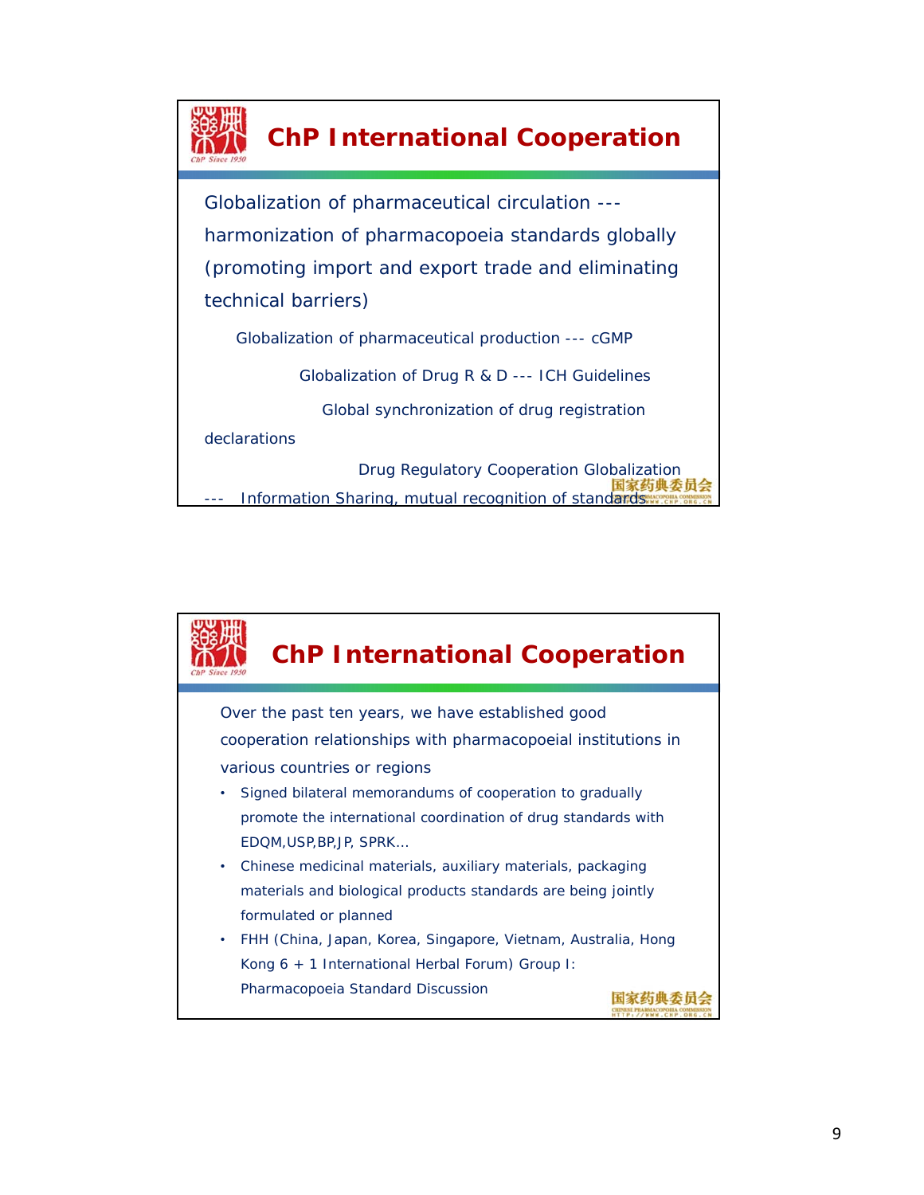## ChP International Cooperation

Globalization of pharmaceutical circulation --- harmonization of pharmacopoeia standards globally (promoting import and export trade and eliminating technical barriers)

Globalization of pharmaceutical production --- cGMP

Globalization of Drug R & D --- ICH Guidelines

Global synchronization of drug registration declarations

Drug Regulatory Cooperation Globalization --- Information Sharing, mutual recognition of standards

国家药典委员会

## ChP International Cooperation

Over the past ten years, we have established good cooperation relationships with pharmacopoeial institutions in various countries or regions

- Signed bilateral memorandums of cooperation to gradually promote the international coordination of drug standards with EDQM,USP,BP,JP, SPRK...
- Chinese medicinal materials, auxiliary materials, packaging materials and biological products standards are being jointly formulated or planned
- FHH (China, Japan, Korea, Singapore, Vietnam, Australia, Hong Kong 6 + 1 International Herbal Forum) Group I: Pharmacopoeia Standard Discussion

国家药典委员会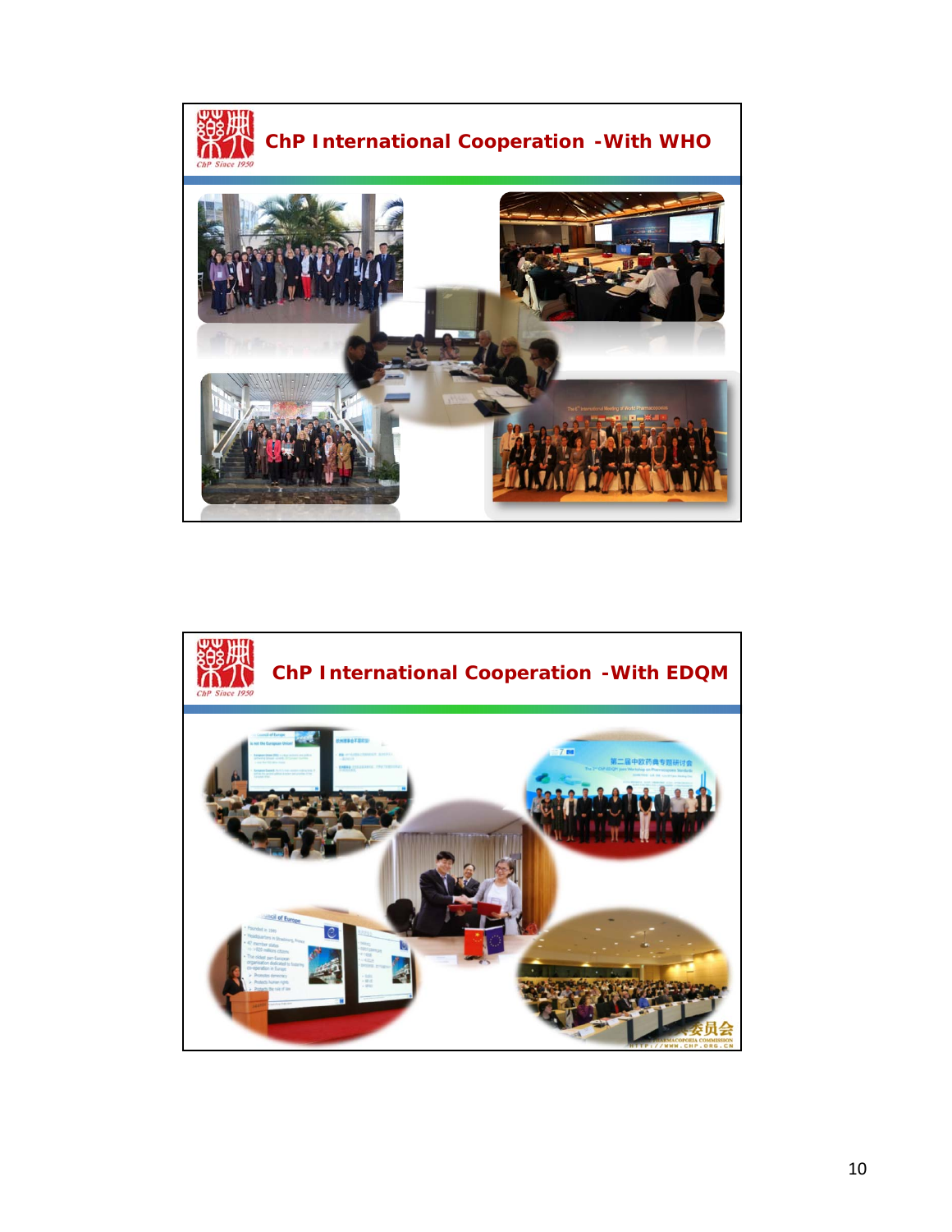## ChP International Cooperation -With WHO

## ChP International Cooperation -With EDQM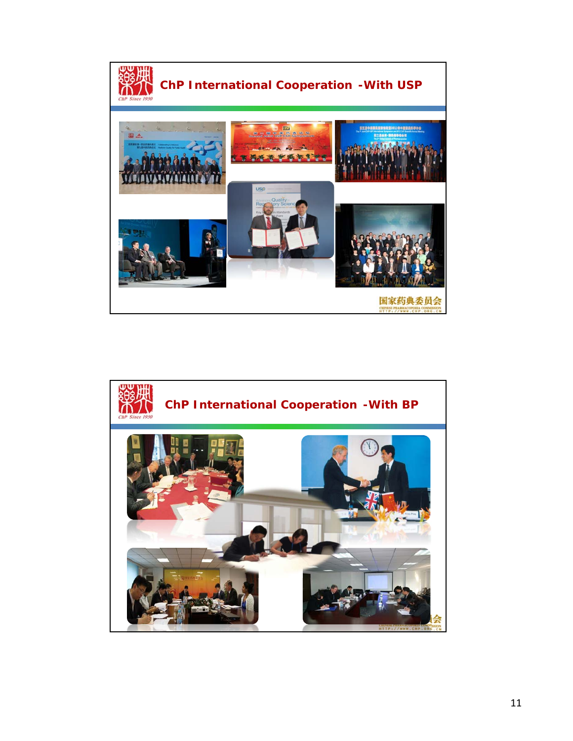## ChP International Cooperation -With USP

ChP Since 1950

国家药典委员会
CHINESE PHARMACOPOEIA COMMISSION
HTTP://WWW.CHP.ORG.CN

## ChP International Cooperation -With BP

ChP Since 1950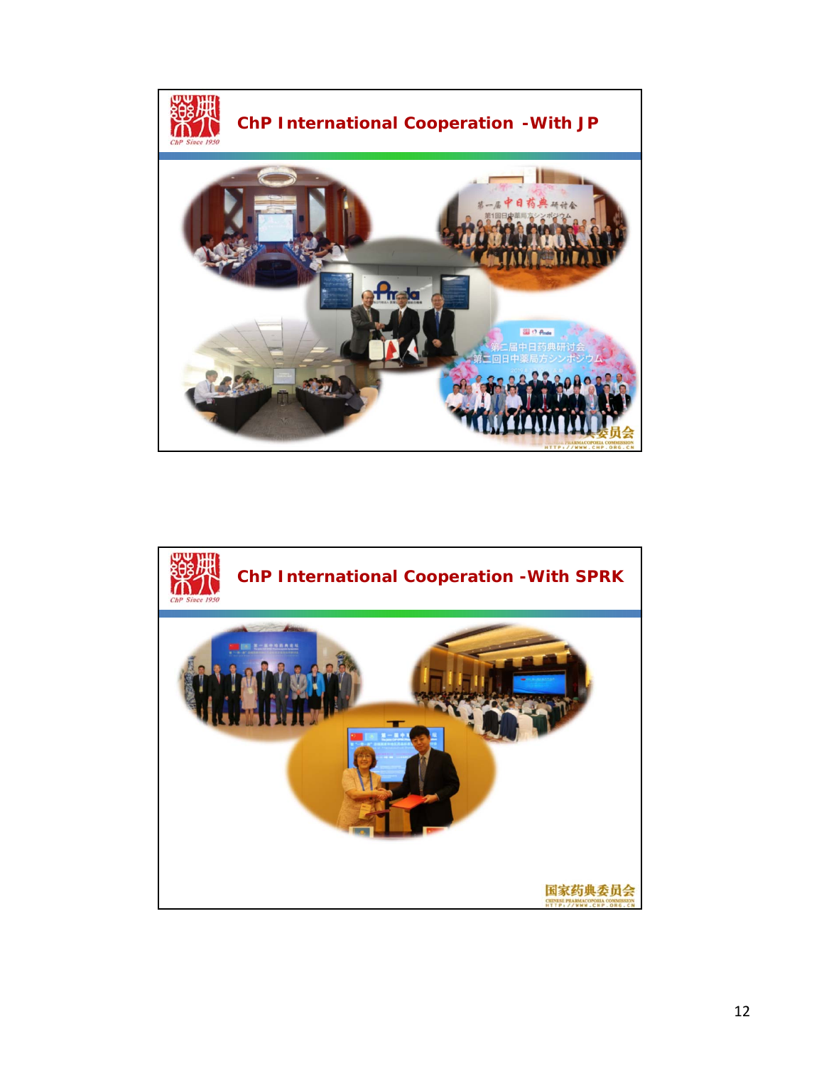## ChP International Cooperation -With JP

## ChP International Cooperation -With SPRK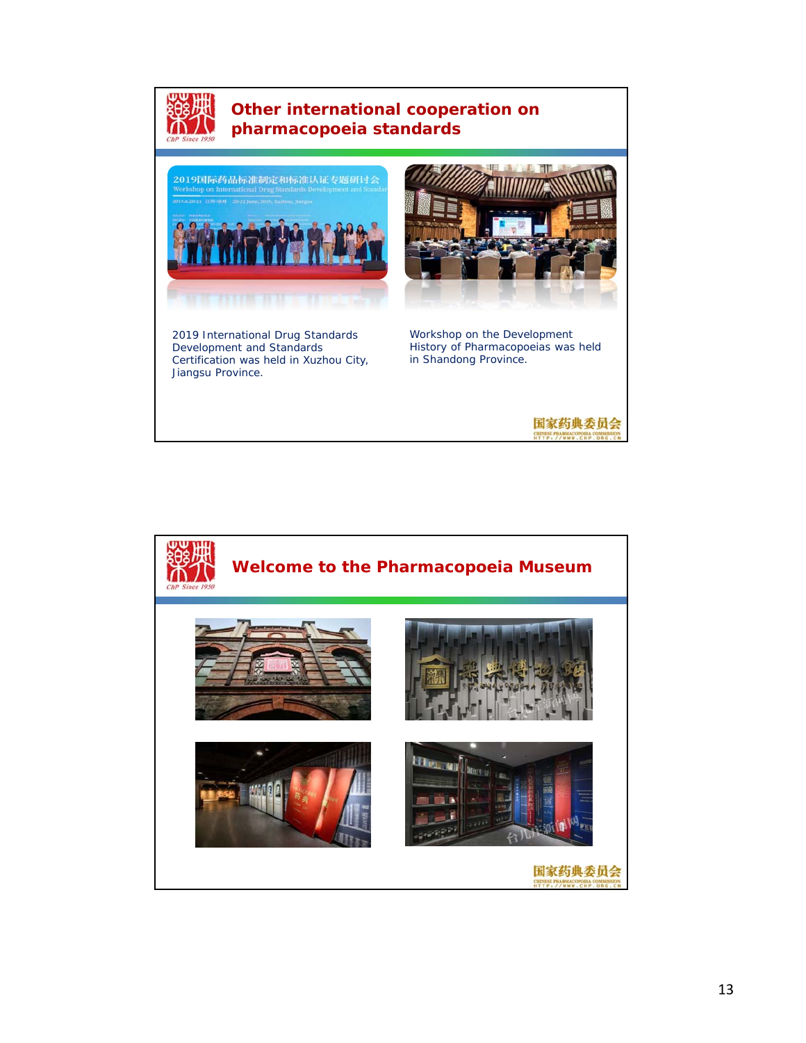## Other international cooperation on pharmacopoeia standards

2019 International Drug Standards Development and Standards Certification was held in Xuzhou City, Jiangsu Province.

Workshop on the Development History of Pharmacopoeias was held in Shandong Province.

## Welcome to the Pharmacopoeia Museum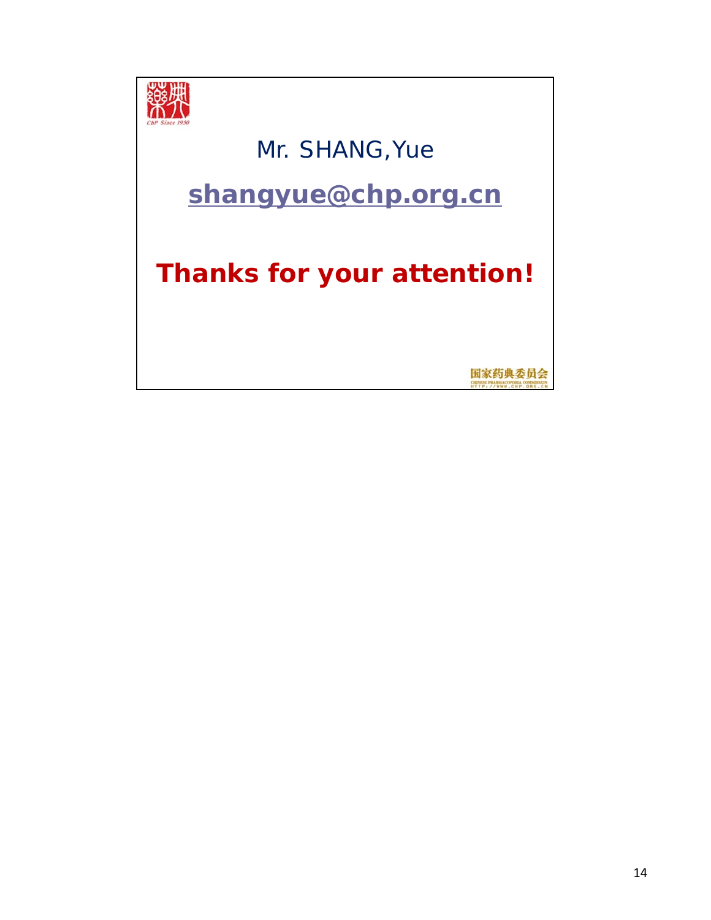ChP Since 1950

Mr. SHANG,Yue

**shangyue@chp.org.cn**

**Thanks for your attention!**

国家药典委员会

CHINESE PHARMACOPOEIA COMMISSION

HTTP://WWW.CHP.ORG.CN